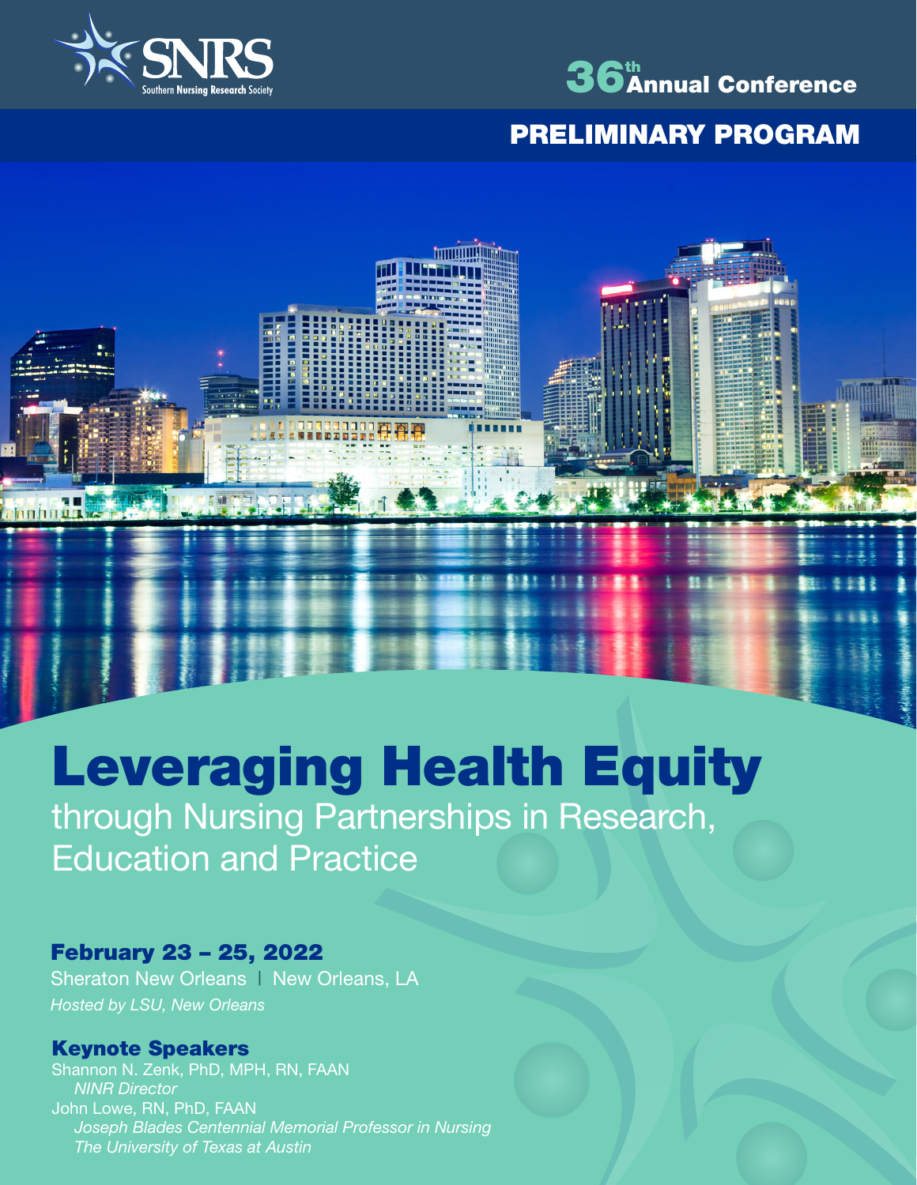SNRS

Southern Nursing Research Society

36th Annual Conference

## PRELIMINARY PROGRAM

# Leveraging Health Equity

through Nursing Partnerships in Research, Education and Practice

### February 23 – 25, 2022

Sheraton New Orleans | New Orleans, LA

*Hosted by LSU, New Orleans*

### Keynote Speakers

Shannon N. Zenk, PhD, MPH, RN, FAAN
*NINR Director*

John Lowe, RN, PhD, FAAN
*Joseph Blades Centennial Memorial Professor in Nursing*
*The University of Texas at Austin*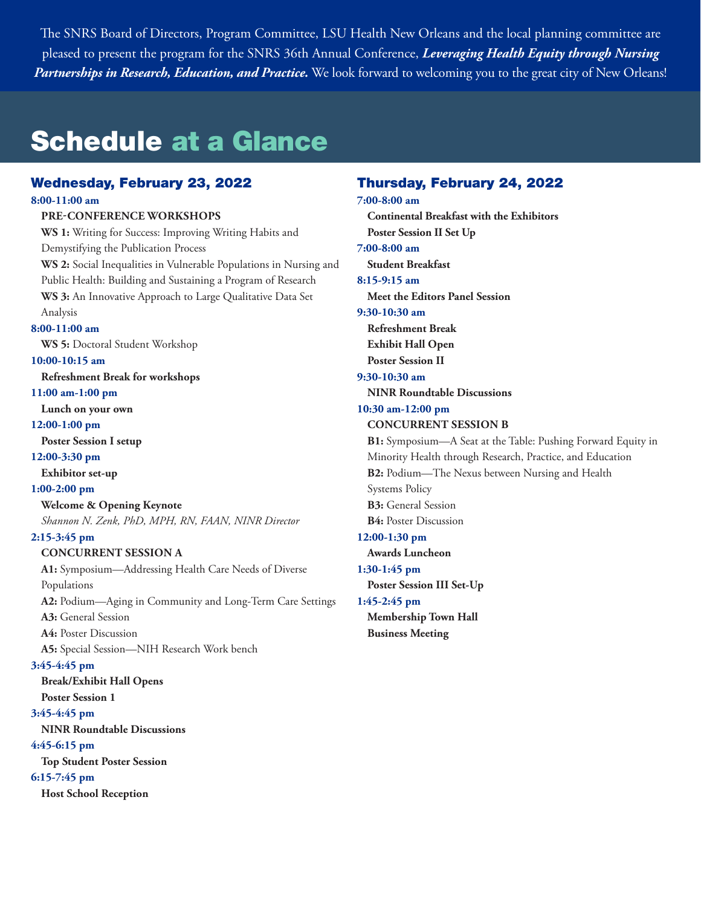The SNRS Board of Directors, Program Committee, LSU Health New Orleans and the local planning committee are pleased to present the program for the SNRS 36th Annual Conference, ***Leveraging Health Equity through Nursing Partnerships in Research, Education, and Practice.*** We look forward to welcoming you to the great city of New Orleans!

# Schedule at a Glance

## Wednesday, February 23, 2022

**8:00-11:00 am**

**PRE-CONFERENCE WORKSHOPS**

**WS 1:** Writing for Success: Improving Writing Habits and Demystifying the Publication Process

**WS 2:** Social Inequalities in Vulnerable Populations in Nursing and Public Health: Building and Sustaining a Program of Research

**WS 3:** An Innovative Approach to Large Qualitative Data Set Analysis

**8:00-11:00 am**

**WS 5:** Doctoral Student Workshop

**10:00-10:15 am**

**Refreshment Break for workshops**

**11:00 am-1:00 pm**

**Lunch on your own**

**12:00-1:00 pm**

**Poster Session I setup**

**12:00-3:30 pm**

**Exhibitor set-up**

**1:00-2:00 pm**

**Welcome & Opening Keynote**

*Shannon N. Zenk, PhD, MPH, RN, FAAN, NINR Director*

**2:15-3:45 pm**

**CONCURRENT SESSION A**

**A1:** Symposium—Addressing Health Care Needs of Diverse Populations

**A2:** Podium—Aging in Community and Long-Term Care Settings

**A3:** General Session

**A4:** Poster Discussion

**A5:** Special Session—NIH Research Work bench

**3:45-4:45 pm**

**Break/Exhibit Hall Opens**

**Poster Session 1**

**3:45-4:45 pm**

**NINR Roundtable Discussions**

**4:45-6:15 pm**

**Top Student Poster Session**

**6:15-7:45 pm**

**Host School Reception**

## Thursday, February 24, 2022

**7:00-8:00 am**

**Continental Breakfast with the Exhibitors**

**Poster Session II Set Up**

**7:00-8:00 am**

**Student Breakfast**

**8:15-9:15 am**

**Meet the Editors Panel Session**

**9:30-10:30 am**

**Refreshment Break**

**Exhibit Hall Open**

**Poster Session II**

**9:30-10:30 am**

**NINR Roundtable Discussions**

**10:30 am-12:00 pm**

**CONCURRENT SESSION B**

**B1:** Symposium—A Seat at the Table: Pushing Forward Equity in Minority Health through Research, Practice, and Education

**B2:** Podium—The Nexus between Nursing and Health Systems Policy

**B3:** General Session

**B4:** Poster Discussion

**12:00-1:30 pm**

**Awards Luncheon**

**1:30-1:45 pm**

**Poster Session III Set-Up**

**1:45-2:45 pm**

**Membership Town Hall**

**Business Meeting**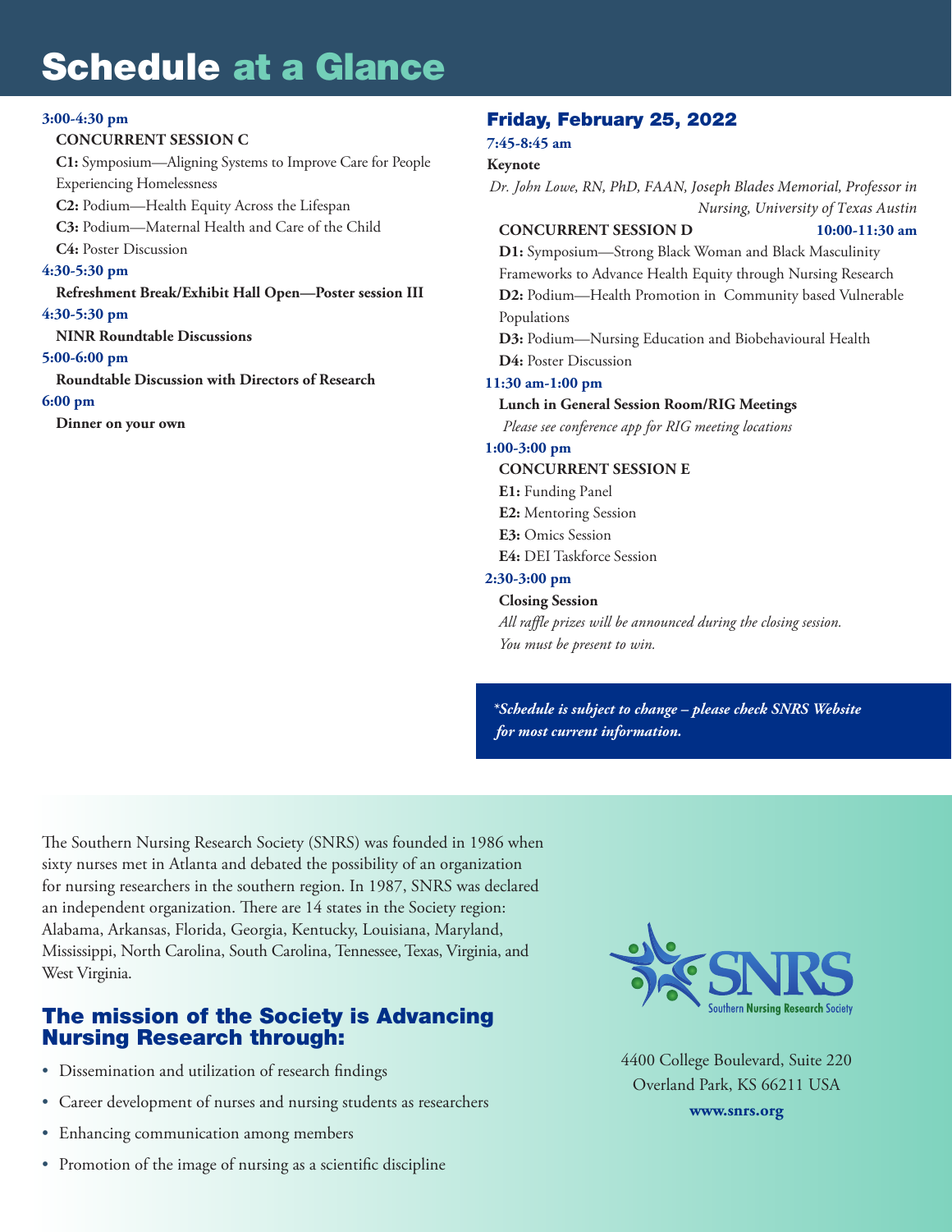# Schedule at a Glance

**3:00-4:30 pm**

**CONCURRENT SESSION C**

**C1:** Symposium—Aligning Systems to Improve Care for People Experiencing Homelessness

**C2:** Podium—Health Equity Across the Lifespan

**C3:** Podium—Maternal Health and Care of the Child

**C4:** Poster Discussion

**4:30-5:30 pm**

**Refreshment Break/Exhibit Hall Open—Poster session III**

**4:30-5:30 pm**

**NINR Roundtable Discussions**

**5:00-6:00 pm**

**Roundtable Discussion with Directors of Research**

**6:00 pm**

**Dinner on your own**

## Friday, February 25, 2022

**7:45-8:45 am**

**Keynote**

*Dr. John Lowe, RN, PhD, FAAN, Joseph Blades Memorial, Professor in Nursing, University of Texas Austin*

**CONCURRENT SESSION D** **10:00-11:30 am**

**D1:** Symposium—Strong Black Woman and Black Masculinity Frameworks to Advance Health Equity through Nursing Research

**D2:** Podium—Health Promotion in Community based Vulnerable Populations

**D3:** Podium—Nursing Education and Biobehavioural Health

**D4:** Poster Discussion

**11:30 am-1:00 pm**

**Lunch in General Session Room/RIG Meetings**

*Please see conference app for RIG meeting locations*

**1:00-3:00 pm**

**CONCURRENT SESSION E**

**E1:** Funding Panel

**E2:** Mentoring Session

**E3:** Omics Session

**E4:** DEI Taskforce Session

**2:30-3:00 pm**

**Closing Session**

*All raffle prizes will be announced during the closing session. You must be present to win.*

***Schedule is subject to change – please check SNRS Website for most current information.***

The Southern Nursing Research Society (SNRS) was founded in 1986 when sixty nurses met in Atlanta and debated the possibility of an organization for nursing researchers in the southern region. In 1987, SNRS was declared an independent organization. There are 14 states in the Society region: Alabama, Arkansas, Florida, Georgia, Kentucky, Louisiana, Maryland, Mississippi, North Carolina, South Carolina, Tennessee, Texas, Virginia, and West Virginia.

## The mission of the Society is Advancing Nursing Research through:

- Dissemination and utilization of research findings
- Career development of nurses and nursing students as researchers
- Enhancing communication among members
- Promotion of the image of nursing as a scientific discipline

SNRS
Southern Nursing Research Society

4400 College Boulevard, Suite 220
Overland Park, KS 66211 USA

**www.snrs.org**